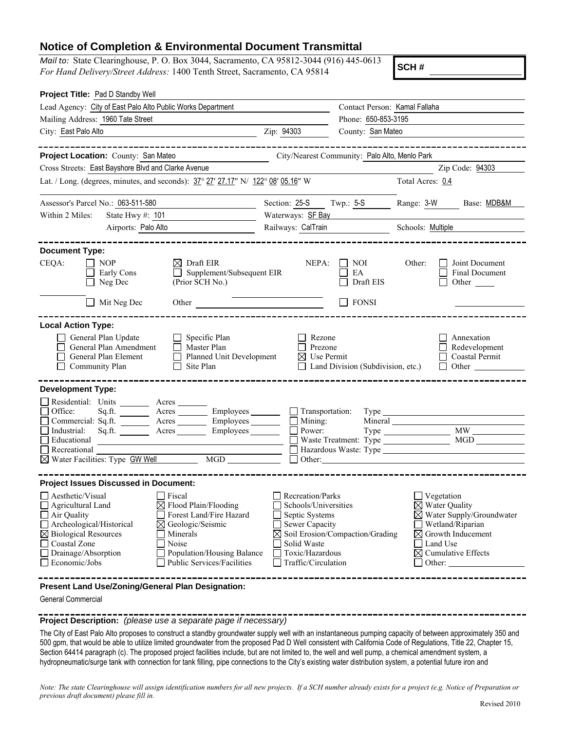# Notice of Completion & Environmental Document Transmittal

*Mail to:* State Clearinghouse, P. O. Box 3044, Sacramento, CA 95812-3044 (916) 445-0613
*For Hand Delivery/Street Address:* 1400 Tenth Street, Sacramento, CA 95814

**SCH #** ______________

**Project Title:** Pad D Standby Well

Lead Agency: City of East Palo Alto Public Works Department | Contact Person: Kamal Fallaha
Mailing Address: 1960 Tate Street | Phone: 650-853-3195
City: East Palo Alto | Zip: 94303 | County: San Mateo

---

**Project Location:** County: San Mateo | City/Nearest Community: Palo Alto, Menlo Park
Cross Streets: East Bayshore Blvd and Clarke Avenue | Zip Code: 94303
Lat. / Long. (degrees, minutes, and seconds): 37° 27′ 27.17″ N/ 122° 08′ 05.16″ W | Total Acres: 0.4

Assessor's Parcel No.: 063-511-580 | Section: 25-S | Twp.: 5-S | Range: 3-W | Base: MDB&M
Within 2 Miles: State Hwy #: 101 | Waterways: SF Bay
Airports: Palo Alto | Railways: CalTrain | Schools: Multiple

---

**Document Type:**

CEQA: ☐ NOP ☐ Early Cons ☐ Neg Dec ☐ Mit Neg Dec ☒ Draft EIR ☐ Supplement/Subsequent EIR (Prior SCH No.) ______ Other ______

NEPA: ☐ NOI ☐ EA ☐ Draft EIS ☐ FONSI

Other: ☐ Joint Document ☐ Final Document ☐ Other ______

---

**Local Action Type:**

☐ General Plan Update ☐ General Plan Amendment ☐ General Plan Element ☐ Community Plan ☐ Specific Plan ☐ Master Plan ☐ Planned Unit Development ☐ Site Plan ☐ Rezone ☐ Prezone ☒ Use Permit ☐ Land Division (Subdivision, etc.) ☐ Annexation ☐ Redevelopment ☐ Coastal Permit ☐ Other ______

---

**Development Type:**

☐ Residential: Units ______ Acres ______
☐ Office: Sq.ft. ______ Acres ______ Employees ______
☐ Commercial: Sq.ft. ______ Acres ______ Employees ______
☐ Industrial: Sq.ft. ______ Acres ______ Employees ______
☐ Educational ______
☐ Recreational ______
☒ Water Facilities: Type GW Well MGD ______
☐ Transportation: Type ______
☐ Mining: Mineral ______
☐ Power: Type ______ MW ______
☐ Waste Treatment: Type ______ MGD ______
☐ Hazardous Waste: Type ______
☐ Other: ______

---

**Project Issues Discussed in Document:**

☐ Aesthetic/Visual
☐ Agricultural Land
☐ Air Quality
☐ Archeological/Historical
☒ Biological Resources
☐ Coastal Zone
☐ Drainage/Absorption
☐ Economic/Jobs
☐ Fiscal
☒ Flood Plain/Flooding
☐ Forest Land/Fire Hazard
☒ Geologic/Seismic
☐ Minerals
☐ Noise
☐ Population/Housing Balance
☐ Public Services/Facilities
☐ Recreation/Parks
☐ Schools/Universities
☐ Septic Systems
☐ Sewer Capacity
☒ Soil Erosion/Compaction/Grading
☐ Solid Waste
☐ Toxic/Hazardous
☐ Traffic/Circulation
☐ Vegetation
☒ Water Quality
☒ Water Supply/Groundwater
☐ Wetland/Riparian
☒ Growth Inducement
☐ Land Use
☒ Cumulative Effects
☐ Other: ______

---

**Present Land Use/Zoning/General Plan Designation:**

General Commercial

---

**Project Description:** *(please use a separate page if necessary)*

The City of East Palo Alto proposes to construct a standby groundwater supply well with an instantaneous pumping capacity of between approximately 350 and 500 gpm, that would be able to utilize limited groundwater from the proposed Pad D Well consistent with California Code of Regulations, Title 22, Chapter 15, Section 64414 paragraph (c). The proposed project facilities include, but are not limited to, the well and well pump, a chemical amendment system, a hydropneumatic/surge tank with connection for tank filling, pipe connections to the City's existing water distribution system, a potential future iron and

*Note: The state Clearinghouse will assign identification numbers for all new projects. If a SCH number already exists for a project (e.g. Notice of Preparation or previous draft document) please fill in.*

Revised 2010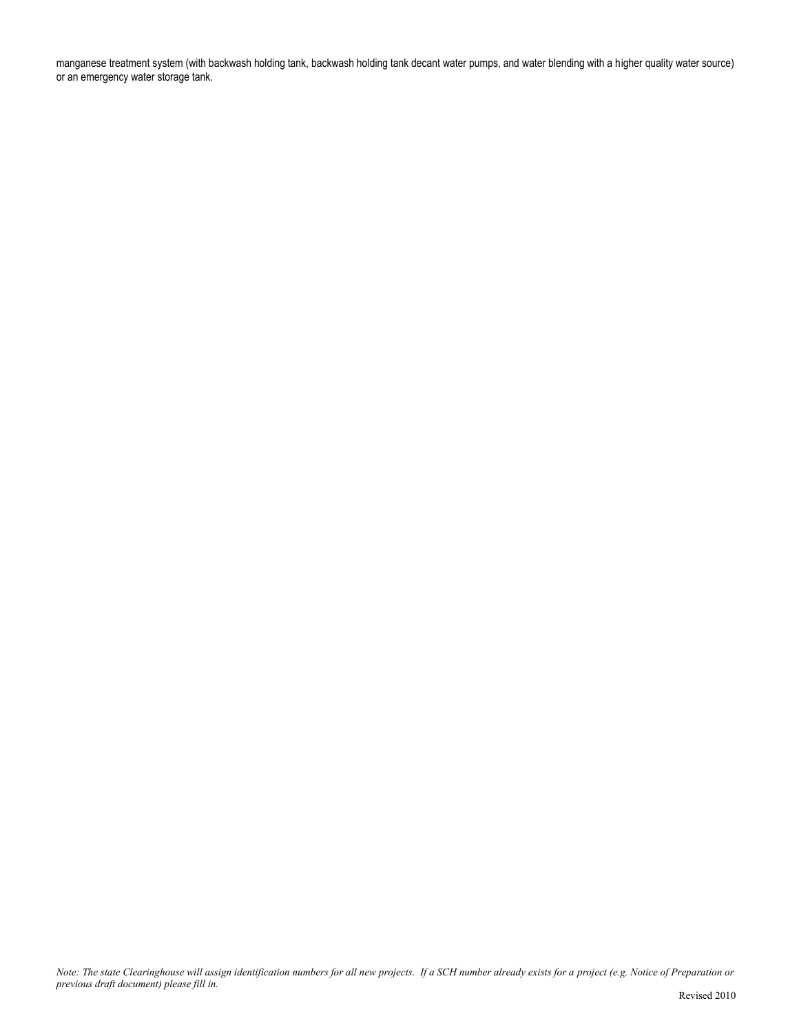manganese treatment system (with backwash holding tank, backwash holding tank decant water pumps, and water blending with a higher quality water source) or an emergency water storage tank.

*Note: The state Clearinghouse will assign identification numbers for all new projects. If a SCH number already exists for a project (e.g. Notice of Preparation or previous draft document) please fill in.*

Revised 2010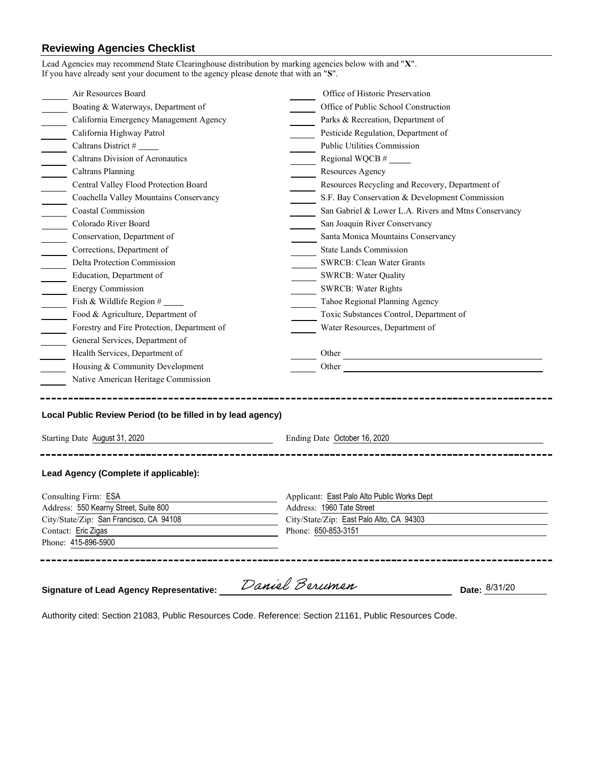## Reviewing Agencies Checklist

Lead Agencies may recommend State Clearinghouse distribution by marking agencies below with and "**X**".
If you have already sent your document to the agency please denote that with an "**S**".

_____ Air Resources Board
_____ Boating & Waterways, Department of
_____ California Emergency Management Agency
_____ California Highway Patrol
_____ Caltrans District # _____
_____ Caltrans Division of Aeronautics
_____ Caltrans Planning
_____ Central Valley Flood Protection Board
_____ Coachella Valley Mountains Conservancy
_____ Coastal Commission
_____ Colorado River Board
_____ Conservation, Department of
_____ Corrections, Department of
_____ Delta Protection Commission
_____ Education, Department of
_____ Energy Commission
_____ Fish & Wildlife Region # _____
_____ Food & Agriculture, Department of
_____ Forestry and Fire Protection, Department of
_____ General Services, Department of
_____ Health Services, Department of
_____ Housing & Community Development
_____ Native American Heritage Commission
_____ Office of Historic Preservation
_____ Office of Public School Construction
_____ Parks & Recreation, Department of
_____ Pesticide Regulation, Department of
_____ Public Utilities Commission
_____ Regional WQCB # _____
_____ Resources Agency
_____ Resources Recycling and Recovery, Department of
_____ S.F. Bay Conservation & Development Commission
_____ San Gabriel & Lower L.A. Rivers and Mtns Conservancy
_____ San Joaquin River Conservancy
_____ Santa Monica Mountains Conservancy
_____ State Lands Commission
_____ SWRCB: Clean Water Grants
_____ SWRCB: Water Quality
_____ SWRCB: Water Rights
_____ Tahoe Regional Planning Agency
_____ Toxic Substances Control, Department of
_____ Water Resources, Department of
_____ Other _____
_____ Other _____

---

### Local Public Review Period (to be filled in by lead agency)

Starting Date August 31, 2020

Ending Date October 16, 2020

---

### Lead Agency (Complete if applicable):

Consulting Firm: ESA
Address: 550 Kearny Street, Suite 800
City/State/Zip: San Francisco, CA 94108
Contact: Eric Zigas
Phone: 415-896-5900

Applicant: East Palo Alto Public Works Dept
Address: 1960 Tate Street
City/State/Zip: East Palo Alto, CA 94303
Phone: 650-853-3151

---

**Signature of Lead Agency Representative:** Daniel Berumen **Date:** 8/31/20

Authority cited: Section 21083, Public Resources Code. Reference: Section 21161, Public Resources Code.